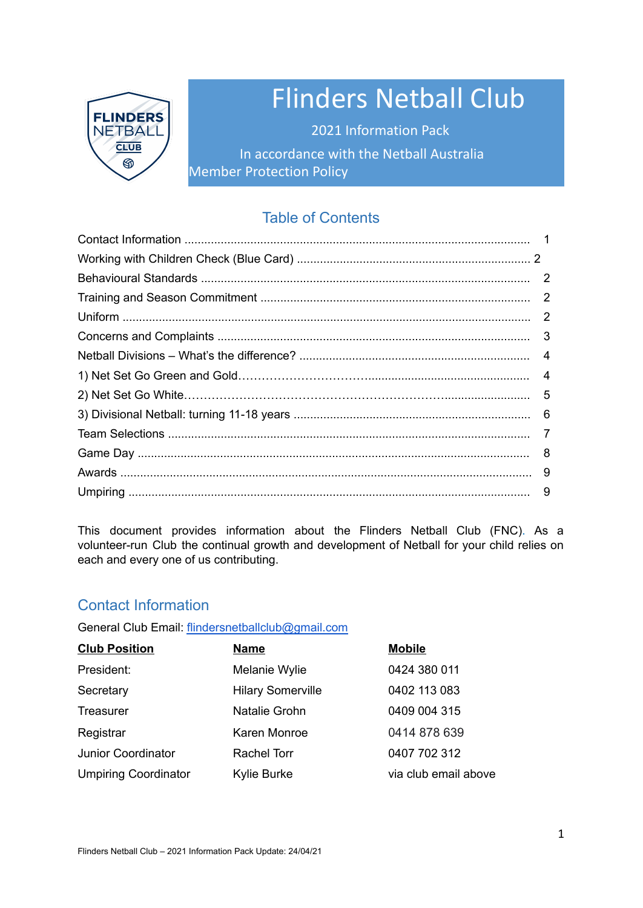# Flinders Netball Club

2021 Information Pack

In accordance with the Netball Australia Member Protection Policy

## Table of Contents

| | |
|---|---|
| Contact Information | 1 |
| Working with Children Check (Blue Card) | 2 |
| Behavioural Standards | 2 |
| Training and Season Commitment | 2 |
| Uniform | 2 |
| Concerns and Complaints | 3 |
| Netball Divisions – What's the difference? | 4 |
| 1) Net Set Go Green and Gold | 4 |
| 2) Net Set Go White | 5 |
| 3) Divisional Netball: turning 11-18 years | 6 |
| Team Selections | 7 |
| Game Day | 8 |
| Awards | 9 |
| Umpiring | 9 |

This document provides information about the Flinders Netball Club (FNC). As a volunteer-run Club the continual growth and development of Netball for your child relies on each and every one of us contributing.

## Contact Information

General Club Email: flindersnetballclub@gmail.com

| **Club Position** | **Name** | **Mobile** |
|---|---|---|
| President: | Melanie Wylie | 0424 380 011 |
| Secretary | Hilary Somerville | 0402 113 083 |
| Treasurer | Natalie Grohn | 0409 004 315 |
| Registrar | Karen Monroe | 0414 878 639 |
| Junior Coordinator | Rachel Torr | 0407 702 312 |
| Umpiring Coordinator | Kylie Burke | via club email above |

Flinders Netball Club – 2021 Information Pack Update: 24/04/21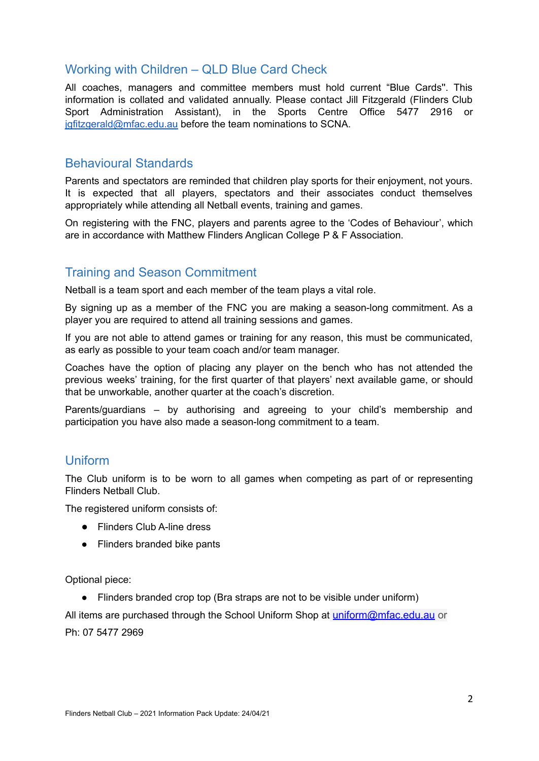## Working with Children – QLD Blue Card Check

All coaches, managers and committee members must hold current "Blue Cards". This information is collated and validated annually. Please contact Jill Fitzgerald (Flinders Club Sport Administration Assistant), in the Sports Centre Office 5477 2916 or jgfitzgerald@mfac.edu.au before the team nominations to SCNA.

## Behavioural Standards

Parents and spectators are reminded that children play sports for their enjoyment, not yours. It is expected that all players, spectators and their associates conduct themselves appropriately while attending all Netball events, training and games.

On registering with the FNC, players and parents agree to the 'Codes of Behaviour', which are in accordance with Matthew Flinders Anglican College P & F Association.

## Training and Season Commitment

Netball is a team sport and each member of the team plays a vital role.

By signing up as a member of the FNC you are making a season-long commitment. As a player you are required to attend all training sessions and games.

If you are not able to attend games or training for any reason, this must be communicated, as early as possible to your team coach and/or team manager.

Coaches have the option of placing any player on the bench who has not attended the previous weeks' training, for the first quarter of that players' next available game, or should that be unworkable, another quarter at the coach's discretion.

Parents/guardians – by authorising and agreeing to your child's membership and participation you have also made a season-long commitment to a team.

## Uniform

The Club uniform is to be worn to all games when competing as part of or representing Flinders Netball Club.

The registered uniform consists of:

- Flinders Club A-line dress
- Flinders branded bike pants

Optional piece:

- Flinders branded crop top (Bra straps are not to be visible under uniform)

All items are purchased through the School Uniform Shop at uniform@mfac.edu.au or

Ph: 07 5477 2969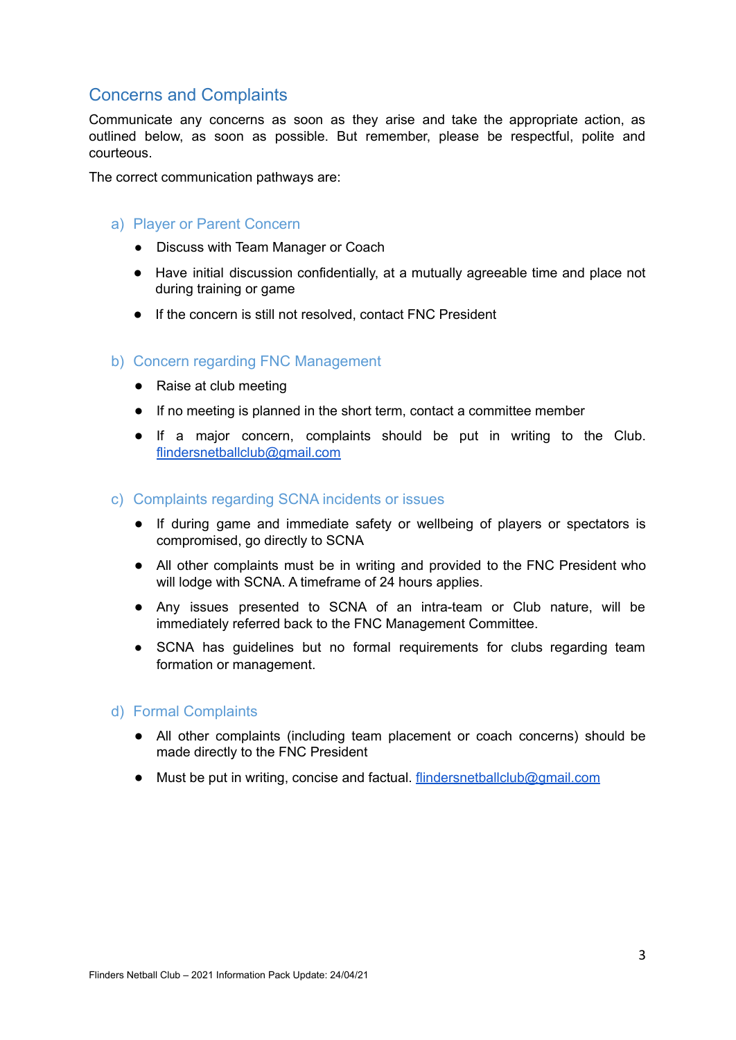## Concerns and Complaints

Communicate any concerns as soon as they arise and take the appropriate action, as outlined below, as soon as possible. But remember, please be respectful, polite and courteous.

The correct communication pathways are:

### a) Player or Parent Concern

- Discuss with Team Manager or Coach
- Have initial discussion confidentially, at a mutually agreeable time and place not during training or game
- If the concern is still not resolved, contact FNC President

### b) Concern regarding FNC Management

- Raise at club meeting
- If no meeting is planned in the short term, contact a committee member
- If a major concern, complaints should be put in writing to the Club. flindersnetballclub@gmail.com

### c) Complaints regarding SCNA incidents or issues

- If during game and immediate safety or wellbeing of players or spectators is compromised, go directly to SCNA
- All other complaints must be in writing and provided to the FNC President who will lodge with SCNA. A timeframe of 24 hours applies.
- Any issues presented to SCNA of an intra-team or Club nature, will be immediately referred back to the FNC Management Committee.
- SCNA has guidelines but no formal requirements for clubs regarding team formation or management.

### d) Formal Complaints

- All other complaints (including team placement or coach concerns) should be made directly to the FNC President
- Must be put in writing, concise and factual. flindersnetballclub@gmail.com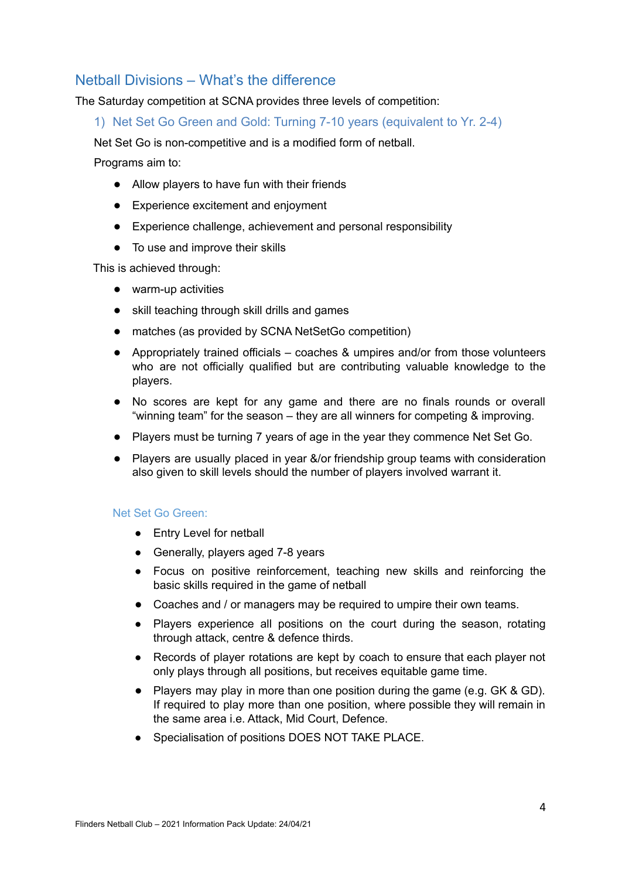## Netball Divisions – What's the difference

The Saturday competition at SCNA provides three levels of competition:

### 1) Net Set Go Green and Gold: Turning 7-10 years (equivalent to Yr. 2-4)

Net Set Go is non-competitive and is a modified form of netball.

Programs aim to:

- Allow players to have fun with their friends
- Experience excitement and enjoyment
- Experience challenge, achievement and personal responsibility
- To use and improve their skills

This is achieved through:

- warm-up activities
- skill teaching through skill drills and games
- matches (as provided by SCNA NetSetGo competition)
- Appropriately trained officials – coaches & umpires and/or from those volunteers who are not officially qualified but are contributing valuable knowledge to the players.
- No scores are kept for any game and there are no finals rounds or overall "winning team" for the season – they are all winners for competing & improving.
- Players must be turning 7 years of age in the year they commence Net Set Go.
- Players are usually placed in year &/or friendship group teams with consideration also given to skill levels should the number of players involved warrant it.

#### Net Set Go Green:

- Entry Level for netball
- Generally, players aged 7-8 years
- Focus on positive reinforcement, teaching new skills and reinforcing the basic skills required in the game of netball
- Coaches and / or managers may be required to umpire their own teams.
- Players experience all positions on the court during the season, rotating through attack, centre & defence thirds.
- Records of player rotations are kept by coach to ensure that each player not only plays through all positions, but receives equitable game time.
- Players may play in more than one position during the game (e.g. GK & GD). If required to play more than one position, where possible they will remain in the same area i.e. Attack, Mid Court, Defence.
- Specialisation of positions DOES NOT TAKE PLACE.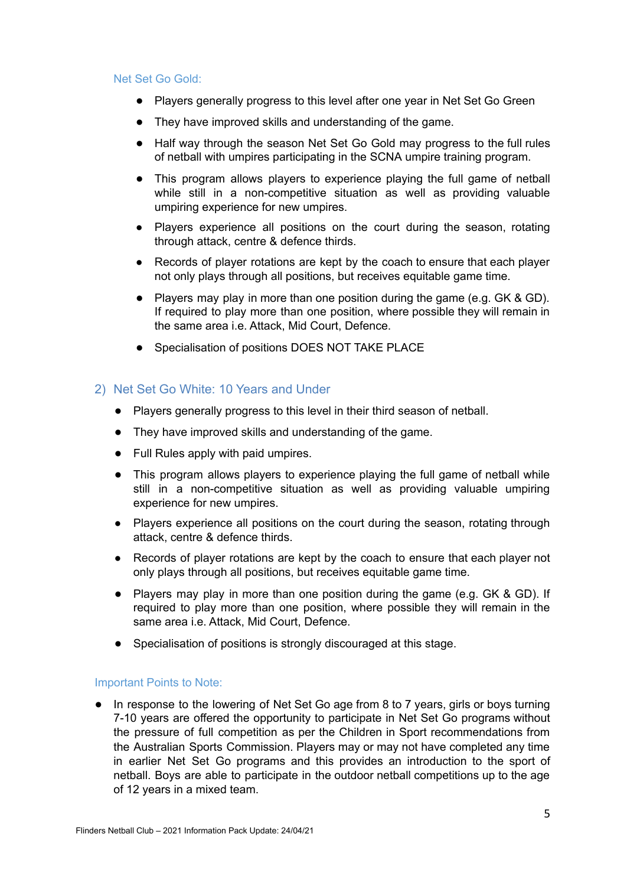### Net Set Go Gold:

- Players generally progress to this level after one year in Net Set Go Green
- They have improved skills and understanding of the game.
- Half way through the season Net Set Go Gold may progress to the full rules of netball with umpires participating in the SCNA umpire training program.
- This program allows players to experience playing the full game of netball while still in a non-competitive situation as well as providing valuable umpiring experience for new umpires.
- Players experience all positions on the court during the season, rotating through attack, centre & defence thirds.
- Records of player rotations are kept by the coach to ensure that each player not only plays through all positions, but receives equitable game time.
- Players may play in more than one position during the game (e.g. GK & GD). If required to play more than one position, where possible they will remain in the same area i.e. Attack, Mid Court, Defence.
- Specialisation of positions DOES NOT TAKE PLACE

## 2) Net Set Go White: 10 Years and Under

- Players generally progress to this level in their third season of netball.
- They have improved skills and understanding of the game.
- Full Rules apply with paid umpires.
- This program allows players to experience playing the full game of netball while still in a non-competitive situation as well as providing valuable umpiring experience for new umpires.
- Players experience all positions on the court during the season, rotating through attack, centre & defence thirds.
- Records of player rotations are kept by the coach to ensure that each player not only plays through all positions, but receives equitable game time.
- Players may play in more than one position during the game (e.g. GK & GD). If required to play more than one position, where possible they will remain in the same area i.e. Attack, Mid Court, Defence.
- Specialisation of positions is strongly discouraged at this stage.

### Important Points to Note:

- In response to the lowering of Net Set Go age from 8 to 7 years, girls or boys turning 7-10 years are offered the opportunity to participate in Net Set Go programs without the pressure of full competition as per the Children in Sport recommendations from the Australian Sports Commission. Players may or may not have completed any time in earlier Net Set Go programs and this provides an introduction to the sport of netball. Boys are able to participate in the outdoor netball competitions up to the age of 12 years in a mixed team.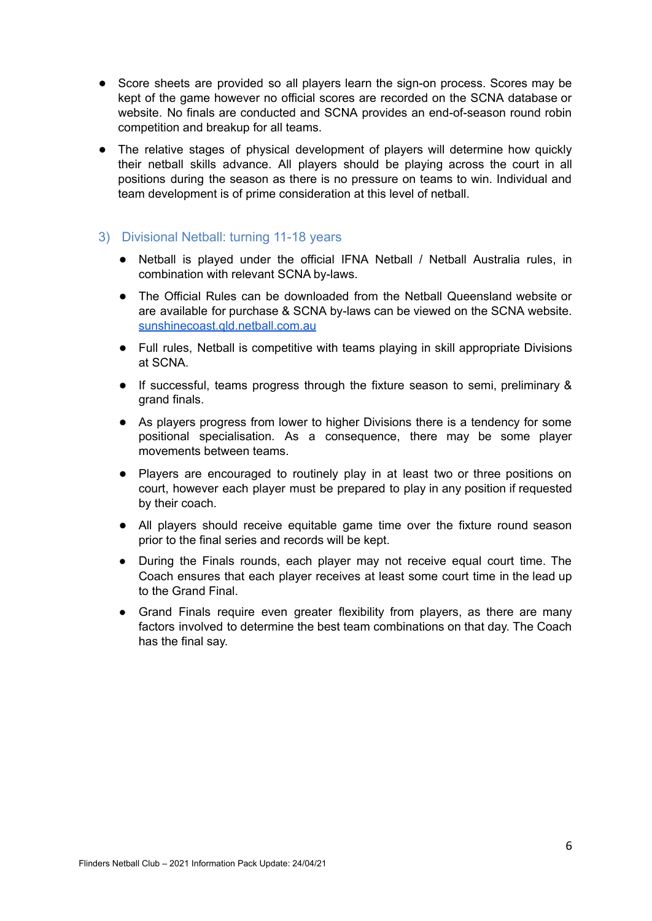- Score sheets are provided so all players learn the sign-on process. Scores may be kept of the game however no official scores are recorded on the SCNA database or website. No finals are conducted and SCNA provides an end-of-season round robin competition and breakup for all teams.
- The relative stages of physical development of players will determine how quickly their netball skills advance. All players should be playing across the court in all positions during the season as there is no pressure on teams to win. Individual and team development is of prime consideration at this level of netball.

### 3) Divisional Netball: turning 11-18 years

- Netball is played under the official IFNA Netball / Netball Australia rules, in combination with relevant SCNA by-laws.
- The Official Rules can be downloaded from the Netball Queensland website or are available for purchase & SCNA by-laws can be viewed on the SCNA website. [sunshinecoast.qld.netball.com.au](sunshinecoast.qld.netball.com.au)
- Full rules, Netball is competitive with teams playing in skill appropriate Divisions at SCNA.
- If successful, teams progress through the fixture season to semi, preliminary & grand finals.
- As players progress from lower to higher Divisions there is a tendency for some positional specialisation. As a consequence, there may be some player movements between teams.
- Players are encouraged to routinely play in at least two or three positions on court, however each player must be prepared to play in any position if requested by their coach.
- All players should receive equitable game time over the fixture round season prior to the final series and records will be kept.
- During the Finals rounds, each player may not receive equal court time. The Coach ensures that each player receives at least some court time in the lead up to the Grand Final.
- Grand Finals require even greater flexibility from players, as there are many factors involved to determine the best team combinations on that day. The Coach has the final say.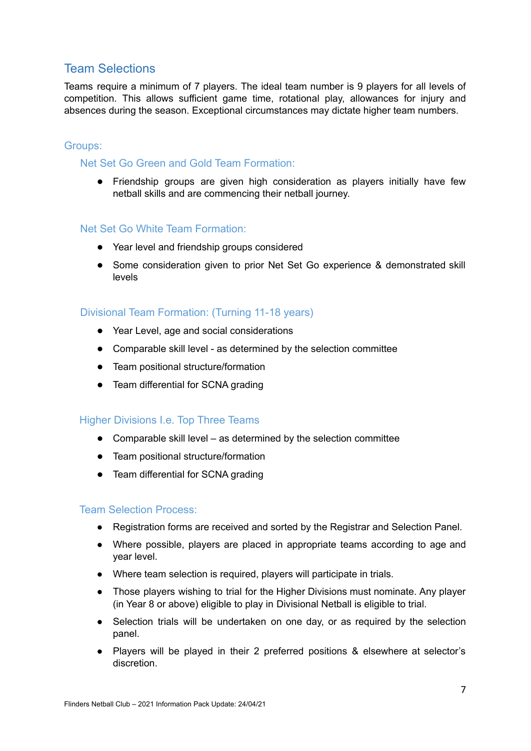## Team Selections

Teams require a minimum of 7 players. The ideal team number is 9 players for all levels of competition. This allows sufficient game time, rotational play, allowances for injury and absences during the season. Exceptional circumstances may dictate higher team numbers.

### Groups:

#### Net Set Go Green and Gold Team Formation:

- Friendship groups are given high consideration as players initially have few netball skills and are commencing their netball journey.

#### Net Set Go White Team Formation:

- Year level and friendship groups considered
- Some consideration given to prior Net Set Go experience & demonstrated skill levels

#### Divisional Team Formation: (Turning 11-18 years)

- Year Level, age and social considerations
- Comparable skill level - as determined by the selection committee
- Team positional structure/formation
- Team differential for SCNA grading

#### Higher Divisions I.e. Top Three Teams

- Comparable skill level – as determined by the selection committee
- Team positional structure/formation
- Team differential for SCNA grading

#### Team Selection Process:

- Registration forms are received and sorted by the Registrar and Selection Panel.
- Where possible, players are placed in appropriate teams according to age and year level.
- Where team selection is required, players will participate in trials.
- Those players wishing to trial for the Higher Divisions must nominate. Any player (in Year 8 or above) eligible to play in Divisional Netball is eligible to trial.
- Selection trials will be undertaken on one day, or as required by the selection panel.
- Players will be played in their 2 preferred positions & elsewhere at selector's discretion.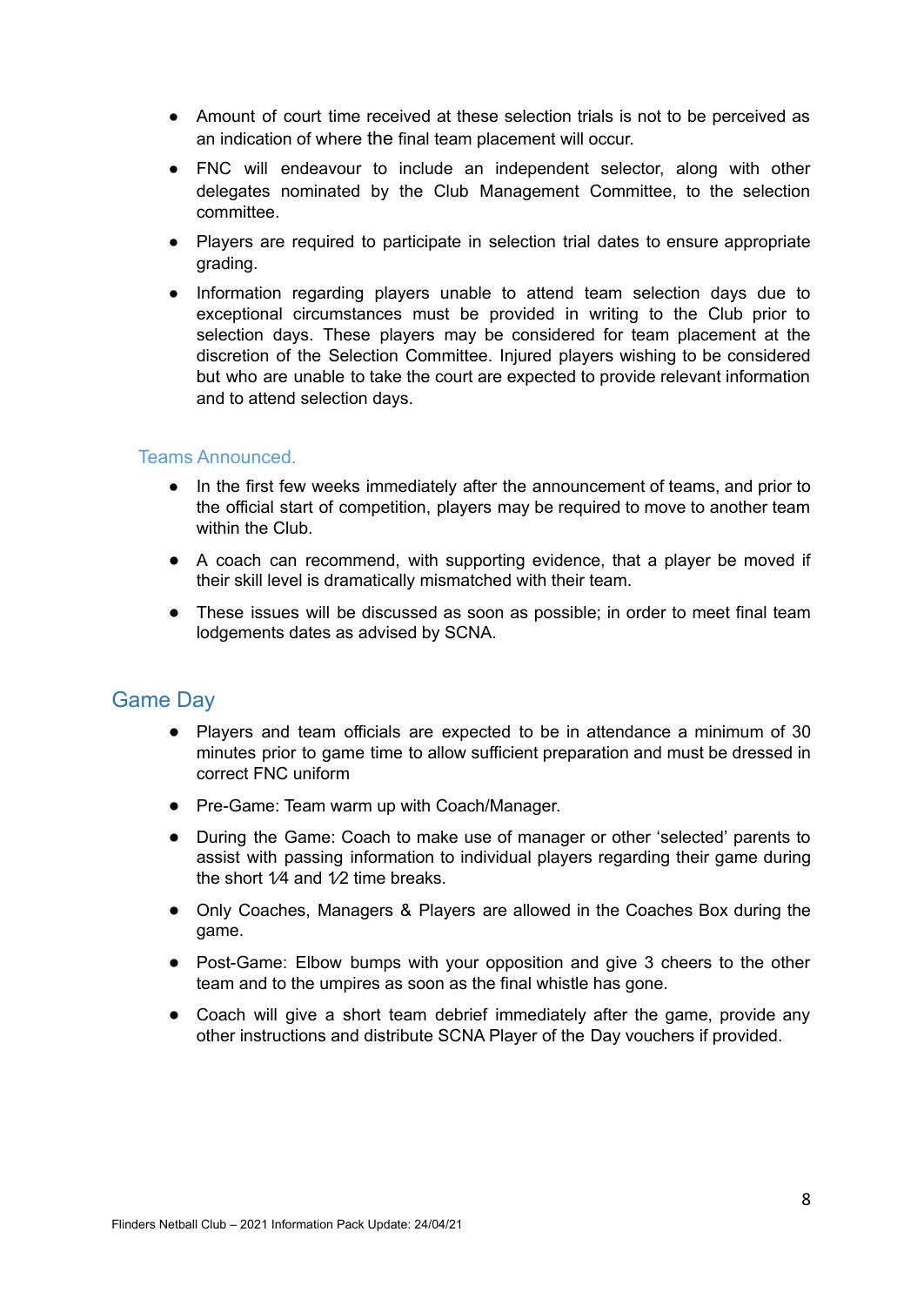- Amount of court time received at these selection trials is not to be perceived as an indication of where the final team placement will occur.
- FNC will endeavour to include an independent selector, along with other delegates nominated by the Club Management Committee, to the selection committee.
- Players are required to participate in selection trial dates to ensure appropriate grading.
- Information regarding players unable to attend team selection days due to exceptional circumstances must be provided in writing to the Club prior to selection days. These players may be considered for team placement at the discretion of the Selection Committee. Injured players wishing to be considered but who are unable to take the court are expected to provide relevant information and to attend selection days.

### Teams Announced.

- In the first few weeks immediately after the announcement of teams, and prior to the official start of competition, players may be required to move to another team within the Club.
- A coach can recommend, with supporting evidence, that a player be moved if their skill level is dramatically mismatched with their team.
- These issues will be discussed as soon as possible; in order to meet final team lodgements dates as advised by SCNA.

## Game Day

- Players and team officials are expected to be in attendance a minimum of 30 minutes prior to game time to allow sufficient preparation and must be dressed in correct FNC uniform
- Pre-Game: Team warm up with Coach/Manager.
- During the Game: Coach to make use of manager or other 'selected' parents to assist with passing information to individual players regarding their game during the short 1⁄4 and 1⁄2 time breaks.
- Only Coaches, Managers & Players are allowed in the Coaches Box during the game.
- Post-Game: Elbow bumps with your opposition and give 3 cheers to the other team and to the umpires as soon as the final whistle has gone.
- Coach will give a short team debrief immediately after the game, provide any other instructions and distribute SCNA Player of the Day vouchers if provided.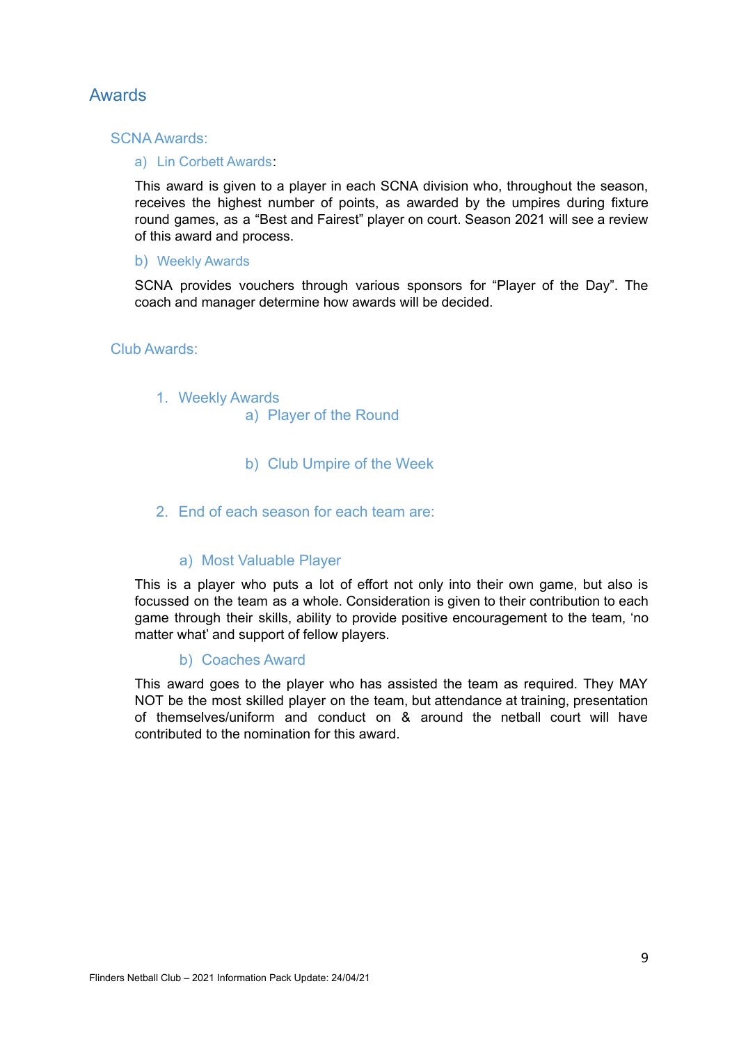# Awards

## SCNA Awards:

### a) Lin Corbett Awards:

This award is given to a player in each SCNA division who, throughout the season, receives the highest number of points, as awarded by the umpires during fixture round games, as a "Best and Fairest" player on court. Season 2021 will see a review of this award and process.

### b) Weekly Awards

SCNA provides vouchers through various sponsors for "Player of the Day". The coach and manager determine how awards will be decided.

## Club Awards:

### 1. Weekly Awards

#### a) Player of the Round

#### b) Club Umpire of the Week

### 2. End of each season for each team are:

#### a) Most Valuable Player

This is a player who puts a lot of effort not only into their own game, but also is focussed on the team as a whole. Consideration is given to their contribution to each game through their skills, ability to provide positive encouragement to the team, 'no matter what' and support of fellow players.

#### b) Coaches Award

This award goes to the player who has assisted the team as required. They MAY NOT be the most skilled player on the team, but attendance at training, presentation of themselves/uniform and conduct on & around the netball court will have contributed to the nomination for this award.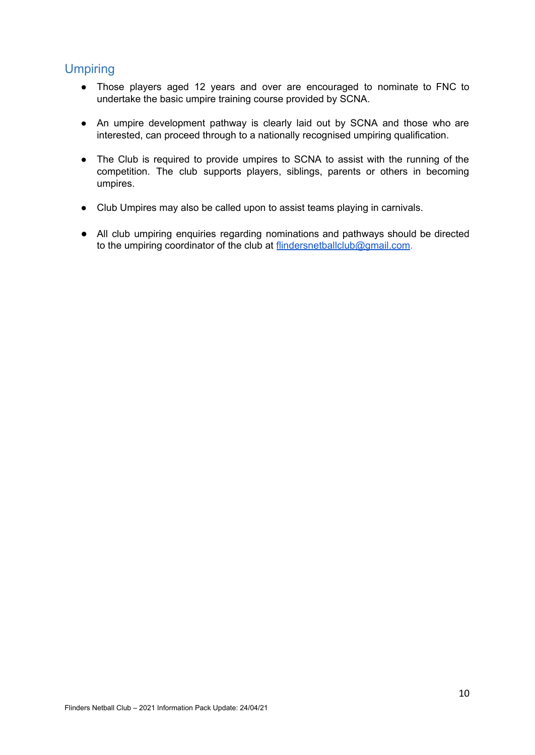## Umpiring

- Those players aged 12 years and over are encouraged to nominate to FNC to undertake the basic umpire training course provided by SCNA.
- An umpire development pathway is clearly laid out by SCNA and those who are interested, can proceed through to a nationally recognised umpiring qualification.
- The Club is required to provide umpires to SCNA to assist with the running of the competition. The club supports players, siblings, parents or others in becoming umpires.
- Club Umpires may also be called upon to assist teams playing in carnivals.
- All club umpiring enquiries regarding nominations and pathways should be directed to the umpiring coordinator of the club at flindersnetballclub@gmail.com.